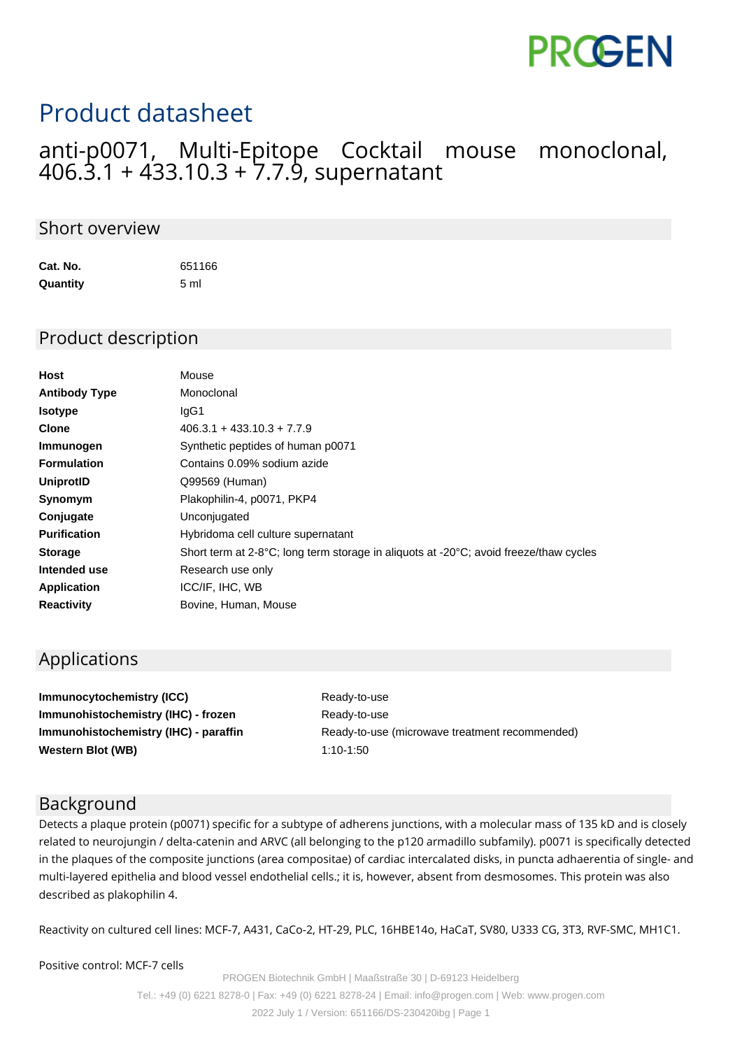PROGEN

# Product datasheet

## anti-p0071, Multi-Epitope Cocktail mouse monoclonal, 406.3.1 + 433.10.3 + 7.7.9, supernatant

### Short overview

| | |
|---|---|
| **Cat. No.** | 651166 |
| **Quantity** | 5 ml |

### Product description

| | |
|---|---|
| **Host** | Mouse |
| **Antibody Type** | Monoclonal |
| **Isotype** | IgG1 |
| **Clone** | 406.3.1 + 433.10.3 + 7.7.9 |
| **Immunogen** | Synthetic peptides of human p0071 |
| **Formulation** | Contains 0.09% sodium azide |
| **UniprotID** | Q99569 (Human) |
| **Synomym** | Plakophilin-4, p0071, PKP4 |
| **Conjugate** | Unconjugated |
| **Purification** | Hybridoma cell culture supernatant |
| **Storage** | Short term at 2-8°C; long term storage in aliquots at -20°C; avoid freeze/thaw cycles |
| **Intended use** | Research use only |
| **Application** | ICC/IF, IHC, WB |
| **Reactivity** | Bovine, Human, Mouse |

### Applications

| | |
|---|---|
| **Immunocytochemistry (ICC)** | Ready-to-use |
| **Immunohistochemistry (IHC) - frozen** | Ready-to-use |
| **Immunohistochemistry (IHC) - paraffin** | Ready-to-use (microwave treatment recommended) |
| **Western Blot (WB)** | 1:10-1:50 |

### Background

Detects a plaque protein (p0071) specific for a subtype of adherens junctions, with a molecular mass of 135 kD and is closely related to neurojungin / delta-catenin and ARVC (all belonging to the p120 armadillo subfamily). p0071 is specifically detected in the plaques of the composite junctions (area compositae) of cardiac intercalated disks, in puncta adhaerentia of single- and multi-layered epithelia and blood vessel endothelial cells.; it is, however, absent from desmosomes. This protein was also described as plakophilin 4.

Reactivity on cultured cell lines: MCF-7, A431, CaCo-2, HT-29, PLC, 16HBE14o, HaCaT, SV80, U333 CG, 3T3, RVF-SMC, MH1C1.

Positive control: MCF-7 cells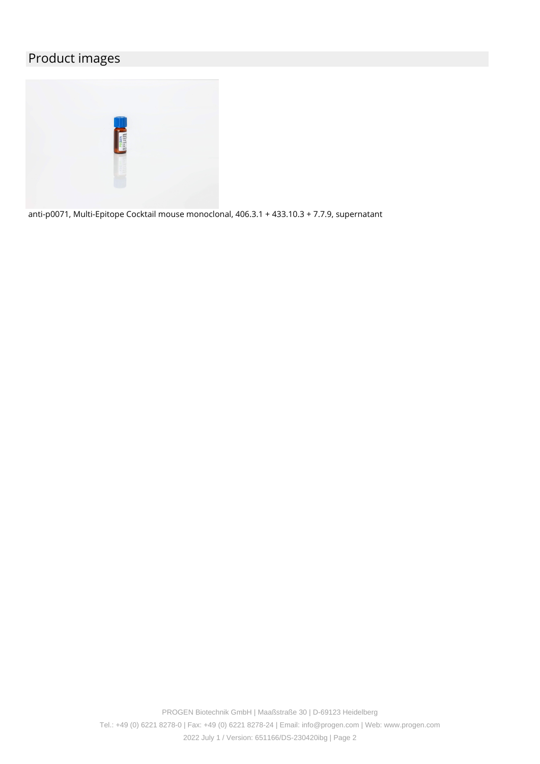## Product images

anti-p0071, Multi-Epitope Cocktail mouse monoclonal, 406.3.1 + 433.10.3 + 7.7.9, supernatant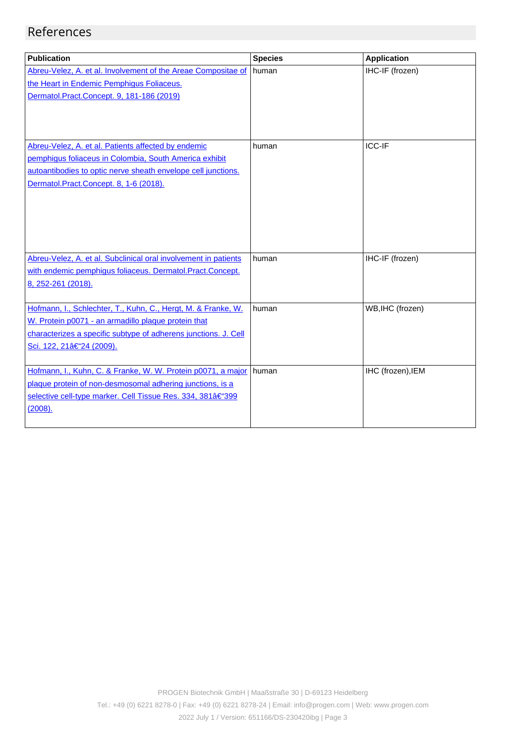## References

| Publication | Species | Application |
|---|---|---|
| Abreu-Velez, A. et al. Involvement of the Areae Compositae of the Heart in Endemic Pemphigus Foliaceus. Dermatol.Pract.Concept. 9, 181-186 (2019) | human | IHC-IF (frozen) |
| Abreu-Velez, A. et al. Patients affected by endemic pemphigus foliaceus in Colombia, South America exhibit autoantibodies to optic nerve sheath envelope cell junctions. Dermatol.Pract.Concept. 8, 1-6 (2018). | human | ICC-IF |
| Abreu-Velez, A. et al. Subclinical oral involvement in patients with endemic pemphigus foliaceus. Dermatol.Pract.Concept. 8, 252-261 (2018). | human | IHC-IF (frozen) |
| Hofmann, I., Schlechter, T., Kuhn, C., Hergt, M. & Franke, W. W. Protein p0071 - an armadillo plaque protein that characterizes a specific subtype of adherens junctions. J. Cell Sci. 122, 21â€“24 (2009). | human | WB,IHC (frozen) |
| Hofmann, I., Kuhn, C. & Franke, W. W. Protein p0071, a major plaque protein of non-desmosomal adhering junctions, is a selective cell-type marker. Cell Tissue Res. 334, 381â€“399 (2008). | human | IHC (frozen),IEM |